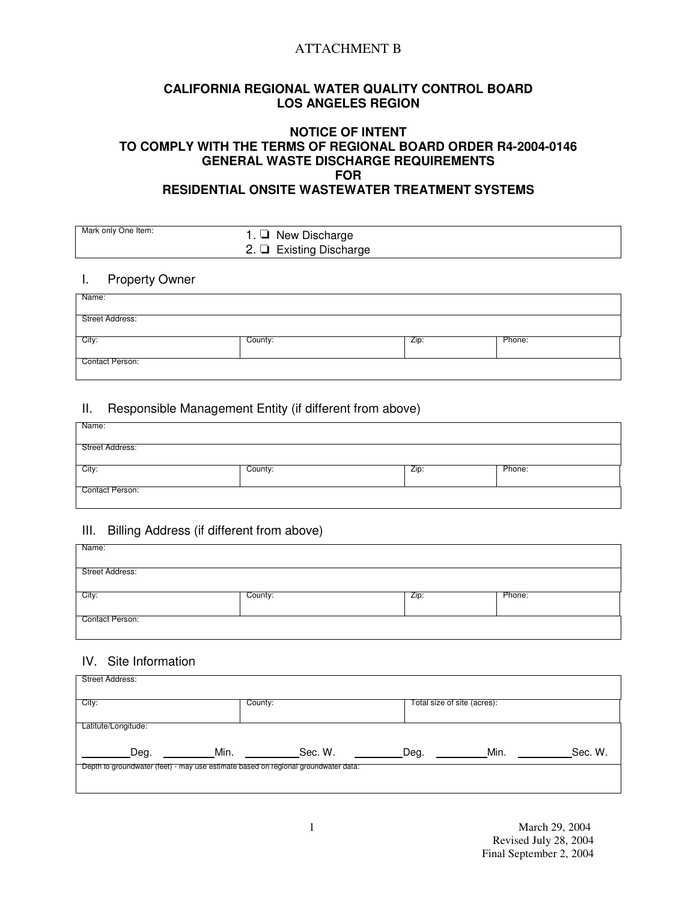ATTACHMENT B

**CALIFORNIA REGIONAL WATER QUALITY CONTROL BOARD**
**LOS ANGELES REGION**

**NOTICE OF INTENT**
**TO COMPLY WITH THE TERMS OF REGIONAL BOARD ORDER R4-2004-0146**
**GENERAL WASTE DISCHARGE REQUIREMENTS**
**FOR**
**RESIDENTIAL ONSITE WASTEWATER TREATMENT SYSTEMS**

| Mark only One Item: | 1. ❑ New Discharge<br>2. ❑ Existing Discharge |
|---|---|

## I. Property Owner

| Name: | | | |
|---|---|---|---|
| Street Address: | | | |
| City: | County: | Zip: | Phone: |
| Contact Person: | | | |

## II. Responsible Management Entity (if different from above)

| Name: | | | |
|---|---|---|---|
| Street Address: | | | |
| City: | County: | Zip: | Phone: |
| Contact Person: | | | |

## III. Billing Address (if different from above)

| Name: | | | |
|---|---|---|---|
| Street Address: | | | |
| City: | County: | Zip: | Phone: |
| Contact Person: | | | |

## IV. Site Information

| Street Address: | | |
|---|---|---|
| City: | County: | Total size of site (acres): |
| Latitute/Longitude:<br><br>_______Deg. _______Min. _______Sec. W. _______Deg. _______Min. _______Sec. W. | | |
| Depth to groundwater (feet) - may use estimate based on regional groundwater data: | | |

March 29, 2004
Revised July 28, 2004
Final September 2, 2004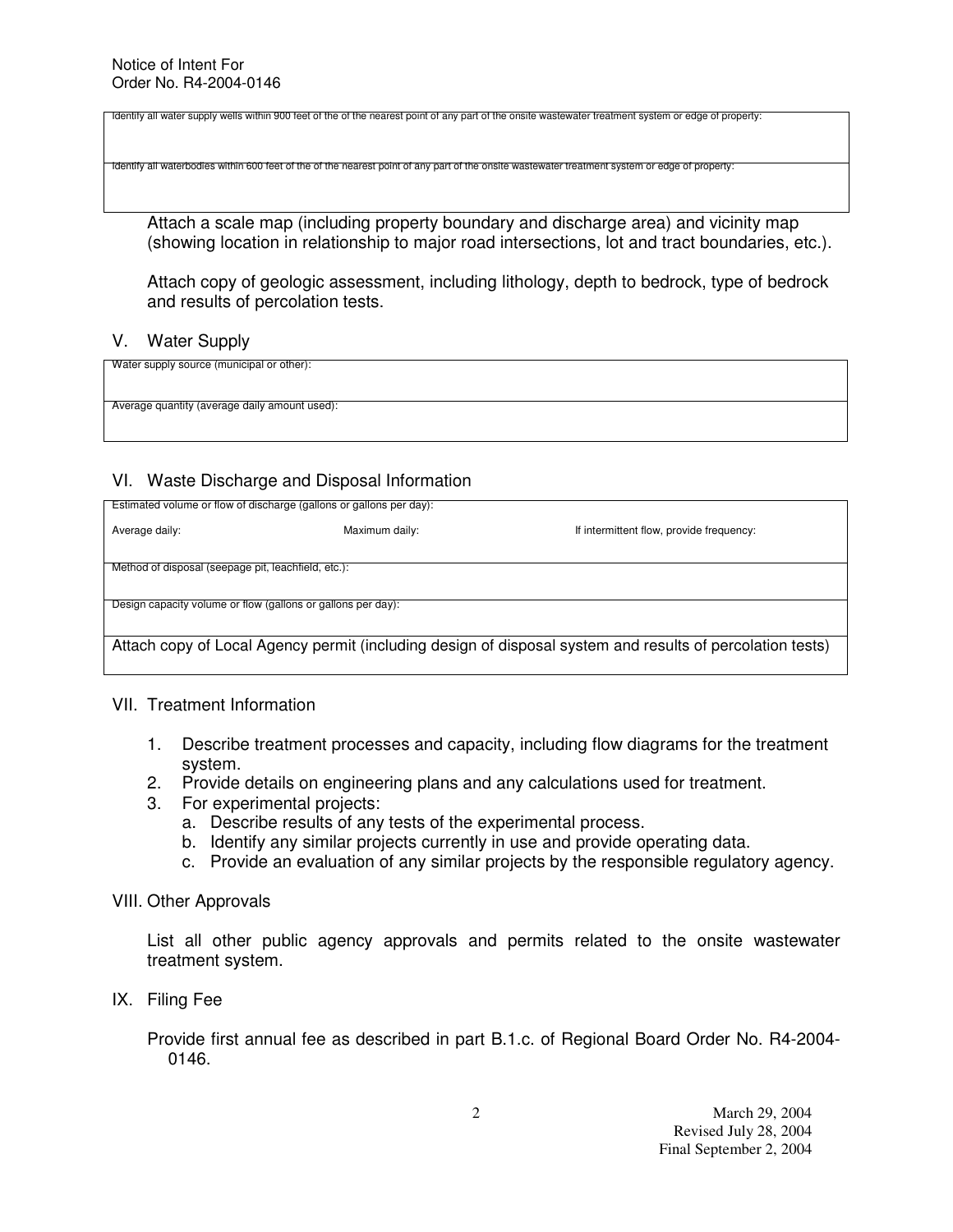| Identify all water supply wells within 900 feet of the of the nearest point of any part of the onsite wastewater treatment system or edge of property: |
| --- |
| Identify all waterbodies within 600 feet of the of the nearest point of any part of the onsite wastewater treatment system or edge of property: |

Attach a scale map (including property boundary and discharge area) and vicinity map (showing location in relationship to major road intersections, lot and tract boundaries, etc.).

Attach copy of geologic assessment, including lithology, depth to bedrock, type of bedrock and results of percolation tests.

## V. Water Supply

| Water supply source (municipal or other): |
| --- |
| Average quantity (average daily amount used): |

## VI. Waste Discharge and Disposal Information

| Estimated volume or flow of discharge (gallons or gallons per day): | | |
| --- | --- | --- |
| Average daily: | Maximum daily: | If intermittent flow, provide frequency: |
| Method of disposal (seepage pit, leachfield, etc.): | | |
| Design capacity volume or flow (gallons or gallons per day): | | |
| Attach copy of Local Agency permit (including design of disposal system and results of percolation tests) | | |

## VII. Treatment Information

1. Describe treatment processes and capacity, including flow diagrams for the treatment system.
2. Provide details on engineering plans and any calculations used for treatment.
3. For experimental projects:
   a. Describe results of any tests of the experimental process.
   b. Identify any similar projects currently in use and provide operating data.
   c. Provide an evaluation of any similar projects by the responsible regulatory agency.

## VIII. Other Approvals

List all other public agency approvals and permits related to the onsite wastewater treatment system.

## IX. Filing Fee

Provide first annual fee as described in part B.1.c. of Regional Board Order No. R4-2004-0146.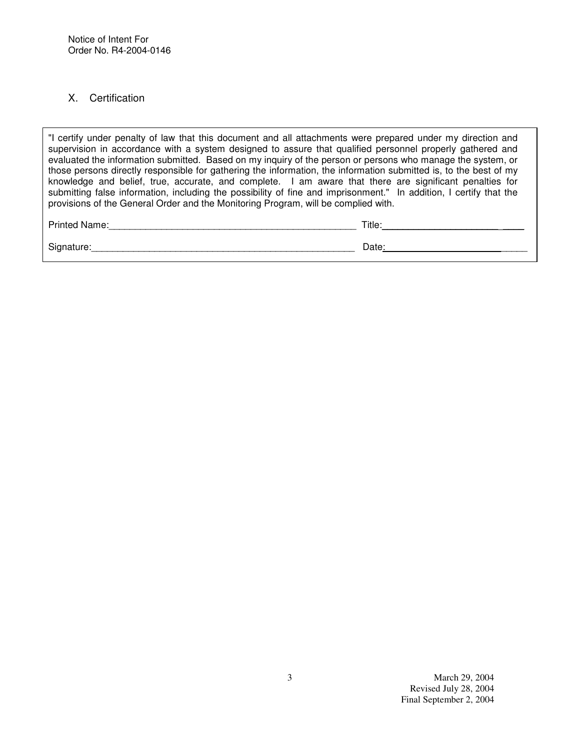## X. Certification

"I certify under penalty of law that this document and all attachments were prepared under my direction and supervision in accordance with a system designed to assure that qualified personnel properly gathered and evaluated the information submitted. Based on my inquiry of the person or persons who manage the system, or those persons directly responsible for gathering the information, the information submitted is, to the best of my knowledge and belief, true, accurate, and complete. I am aware that there are significant penalties for submitting false information, including the possibility of fine and imprisonment." In addition, I certify that the provisions of the General Order and the Monitoring Program, will be complied with.

Printed Name:_________________________________________________ Title:___________________________

Signature:_____________________________________________________ Date:_____________________________

March 29, 2004
Revised July 28, 2004
Final September 2, 2004